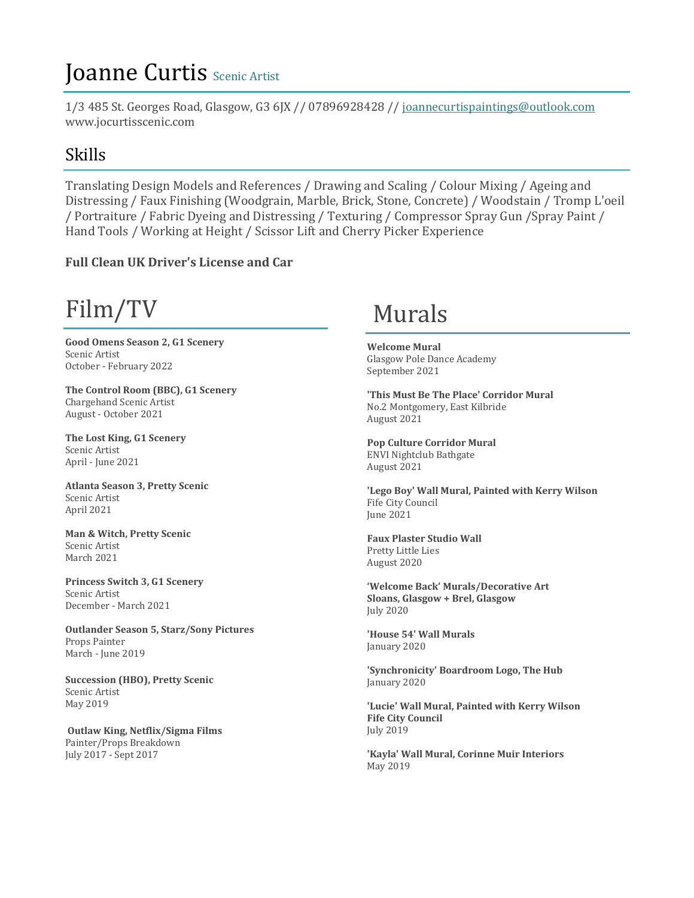# Joanne Curtis Scenic Artist

1/3 485 St. Georges Road, Glasgow, G3 6JX // 07896928428 // joannecurtispaintings@outlook.com
www.jocurtisscenic.com

## Skills

Translating Design Models and References / Drawing and Scaling / Colour Mixing / Ageing and Distressing / Faux Finishing (Woodgrain, Marble, Brick, Stone, Concrete) / Woodstain / Tromp L'oeil / Portraiture / Fabric Dyeing and Distressing / Texturing / Compressor Spray Gun /Spray Paint / Hand Tools / Working at Height / Scissor Lift and Cherry Picker Experience

**Full Clean UK Driver's License and Car**

# Film/TV

**Good Omens Season 2, G1 Scenery**
Scenic Artist
October - February 2022

**The Control Room (BBC), G1 Scenery**
Chargehand Scenic Artist
August - October 2021

**The Lost King, G1 Scenery**
Scenic Artist
April - June 2021

**Atlanta Season 3, Pretty Scenic**
Scenic Artist
April 2021

**Man & Witch, Pretty Scenic**
Scenic Artist
March 2021

**Princess Switch 3, G1 Scenery**
Scenic Artist
December - March 2021

**Outlander Season 5, Starz/Sony Pictures**
Props Painter
March - June 2019

**Succession (HBO), Pretty Scenic**
Scenic Artist
May 2019

**Outlaw King, Netflix/Sigma Films**
Painter/Props Breakdown
July 2017 - Sept 2017

# Murals

**Welcome Mural**
Glasgow Pole Dance Academy
September 2021

**'This Must Be The Place' Corridor Mural**
No.2 Montgomery, East Kilbride
August 2021

**Pop Culture Corridor Mural**
ENVI Nightclub Bathgate
August 2021

**'Lego Boy' Wall Mural, Painted with Kerry Wilson**
Fife City Council
June 2021

**Faux Plaster Studio Wall**
Pretty Little Lies
August 2020

**'Welcome Back' Murals/Decorative Art**
**Sloans, Glasgow + Brel, Glasgow**
July 2020

**'House 54' Wall Murals**
January 2020

**'Synchronicity' Boardroom Logo, The Hub**
January 2020

**'Lucie' Wall Mural, Painted with Kerry Wilson**
**Fife City Council**
July 2019

**'Kayla' Wall Mural, Corinne Muir Interiors**
May 2019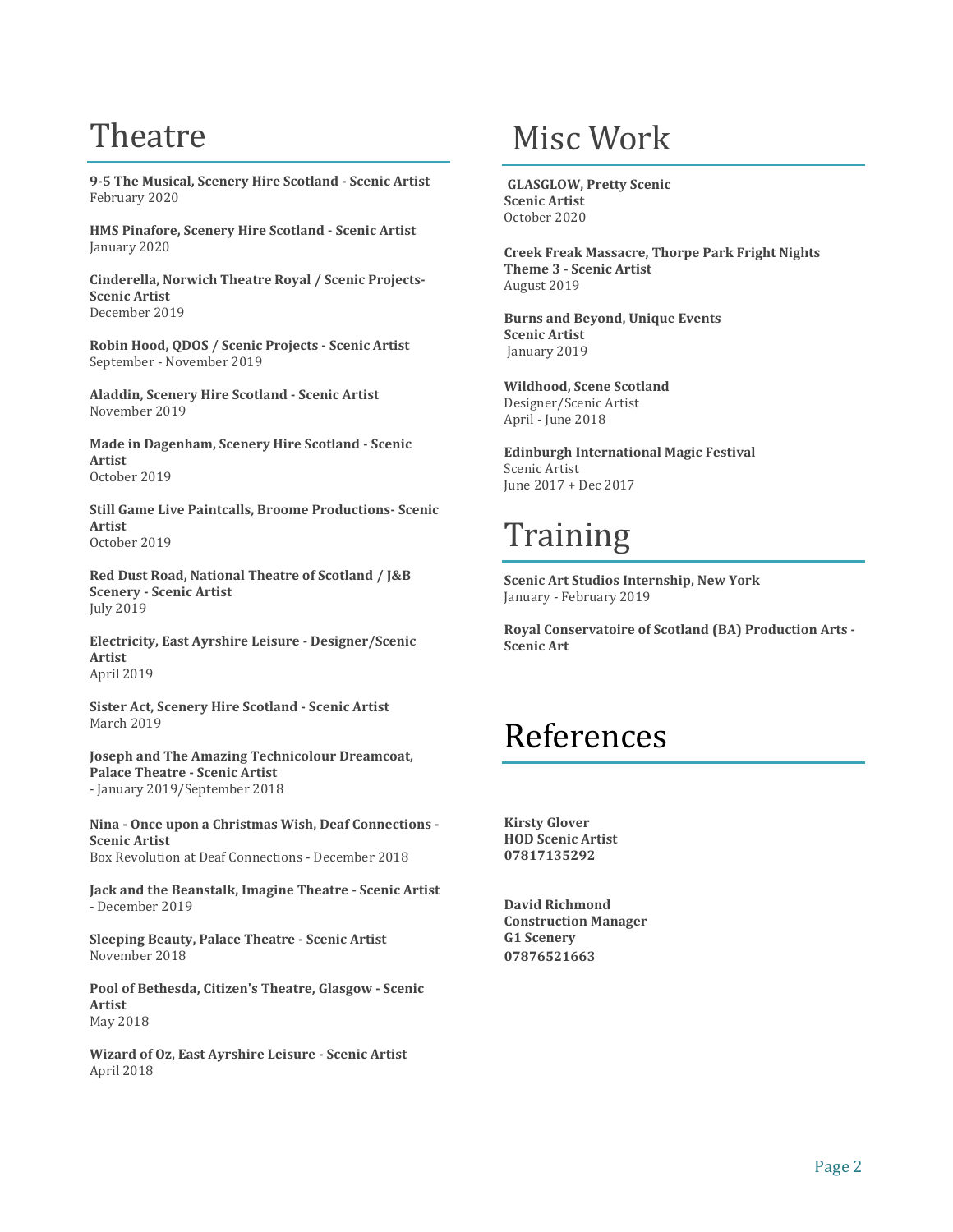# Theatre

**9-5 The Musical, Scenery Hire Scotland - Scenic Artist**
February 2020

**HMS Pinafore, Scenery Hire Scotland - Scenic Artist**
January 2020

**Cinderella, Norwich Theatre Royal / Scenic Projects- Scenic Artist**
December 2019

**Robin Hood, QDOS / Scenic Projects - Scenic Artist**
September - November 2019

**Aladdin, Scenery Hire Scotland - Scenic Artist**
November 2019

**Made in Dagenham, Scenery Hire Scotland - Scenic Artist**
October 2019

**Still Game Live Paintcalls, Broome Productions- Scenic Artist**
October 2019

**Red Dust Road, National Theatre of Scotland / J&B Scenery - Scenic Artist**
July 2019

**Electricity, East Ayrshire Leisure - Designer/Scenic Artist**
April 2019

**Sister Act, Scenery Hire Scotland - Scenic Artist**
March 2019

**Joseph and The Amazing Technicolour Dreamcoat, Palace Theatre - Scenic Artist**
- January 2019/September 2018

**Nina - Once upon a Christmas Wish, Deaf Connections - Scenic Artist**
Box Revolution at Deaf Connections - December 2018

**Jack and the Beanstalk, Imagine Theatre - Scenic Artist**
- December 2019

**Sleeping Beauty, Palace Theatre - Scenic Artist**
November 2018

**Pool of Bethesda, Citizen's Theatre, Glasgow - Scenic Artist**
May 2018

**Wizard of Oz, East Ayrshire Leisure - Scenic Artist**
April 2018

# Misc Work

**GLASGLOW, Pretty Scenic**
**Scenic Artist**
October 2020

**Creek Freak Massacre, Thorpe Park Fright Nights Theme 3 - Scenic Artist**
August 2019

**Burns and Beyond, Unique Events**
**Scenic Artist**
January 2019

**Wildhood, Scene Scotland**
Designer/Scenic Artist
April - June 2018

**Edinburgh International Magic Festival**
Scenic Artist
June 2017 + Dec 2017

# Training

**Scenic Art Studios Internship, New York**
January - February 2019

**Royal Conservatoire of Scotland (BA) Production Arts - Scenic Art**

# References

**Kirsty Glover**
**HOD Scenic Artist**
**07817135292**

**David Richmond**
**Construction Manager**
**G1 Scenery**
**07876521663**